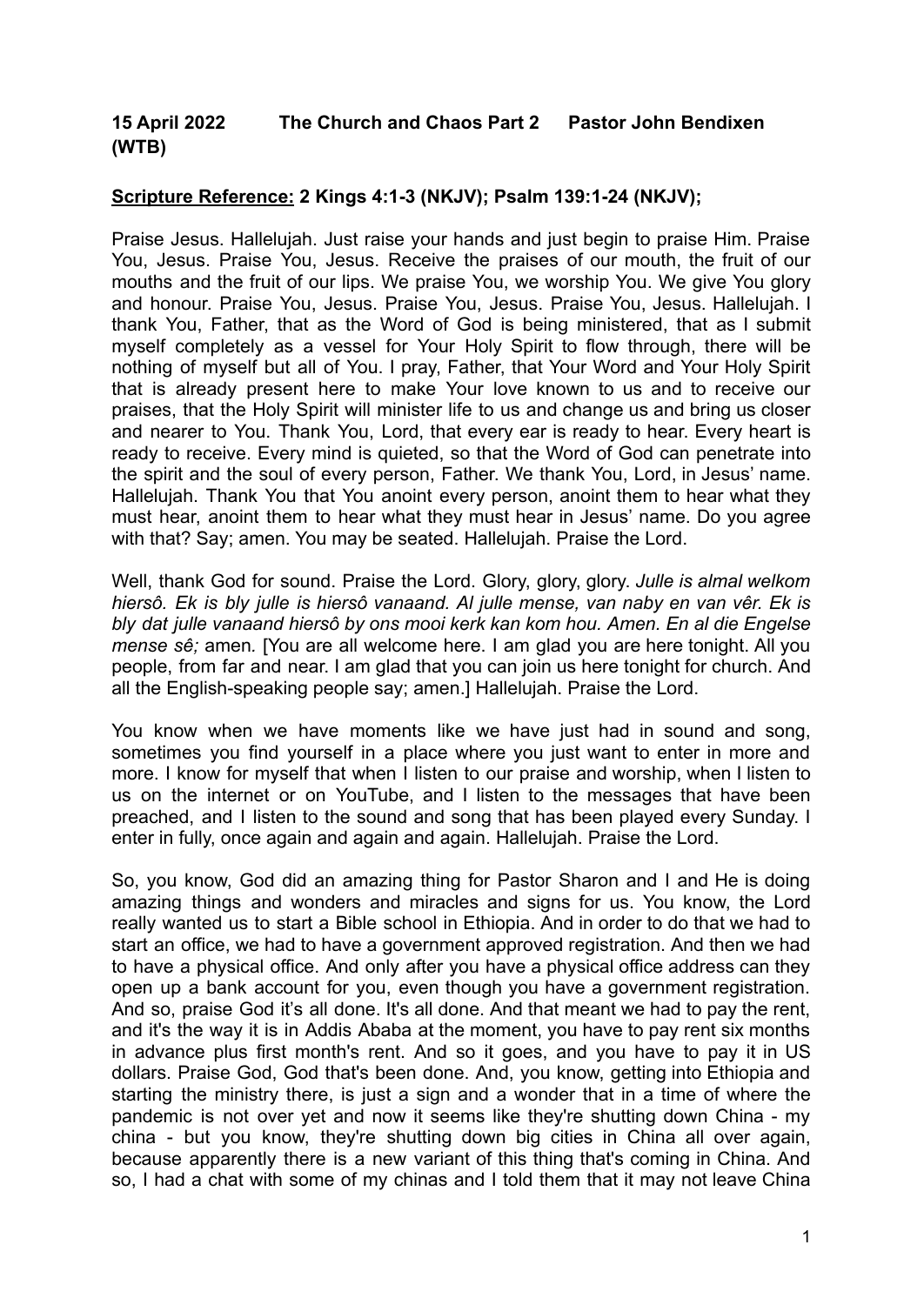**15 April 2022 The Church and Chaos Part 2 Pastor John Bendixen (WTB)**

**Scripture Reference: 2 Kings 4:1-3 (NKJV); Psalm 139:1-24 (NKJV);**

Praise Jesus. Hallelujah. Just raise your hands and just begin to praise Him. Praise You, Jesus. Praise You, Jesus. Receive the praises of our mouth, the fruit of our mouths and the fruit of our lips. We praise You, we worship You. We give You glory and honour. Praise You, Jesus. Praise You, Jesus. Praise You, Jesus. Hallelujah. I thank You, Father, that as the Word of God is being ministered, that as I submit myself completely as a vessel for Your Holy Spirit to flow through, there will be nothing of myself but all of You. I pray, Father, that Your Word and Your Holy Spirit that is already present here to make Your love known to us and to receive our praises, that the Holy Spirit will minister life to us and change us and bring us closer and nearer to You. Thank You, Lord, that every ear is ready to hear. Every heart is ready to receive. Every mind is quieted, so that the Word of God can penetrate into the spirit and the soul of every person, Father. We thank You, Lord, in Jesus' name. Hallelujah. Thank You that You anoint every person, anoint them to hear what they must hear, anoint them to hear what they must hear in Jesus' name. Do you agree with that? Say; amen. You may be seated. Hallelujah. Praise the Lord.

Well, thank God for sound. Praise the Lord. Glory, glory, glory. *Julle is almal welkom hiersô. Ek is bly julle is hiersô vanaand. Al julle mense, van naby en van vêr. Ek is bly dat julle vanaand hiersô by ons mooi kerk kan kom hou. Amen. En al die Engelse mense sê;* amen. [You are all welcome here. I am glad you are here tonight. All you people, from far and near. I am glad that you can join us here tonight for church. And all the English-speaking people say; amen.] Hallelujah. Praise the Lord.

You know when we have moments like we have just had in sound and song, sometimes you find yourself in a place where you just want to enter in more and more. I know for myself that when I listen to our praise and worship, when I listen to us on the internet or on YouTube, and I listen to the messages that have been preached, and I listen to the sound and song that has been played every Sunday. I enter in fully, once again and again and again. Hallelujah. Praise the Lord.

So, you know, God did an amazing thing for Pastor Sharon and I and He is doing amazing things and wonders and miracles and signs for us. You know, the Lord really wanted us to start a Bible school in Ethiopia. And in order to do that we had to start an office, we had to have a government approved registration. And then we had to have a physical office. And only after you have a physical office address can they open up a bank account for you, even though you have a government registration. And so, praise God it's all done. It's all done. And that meant we had to pay the rent, and it's the way it is in Addis Ababa at the moment, you have to pay rent six months in advance plus first month's rent. And so it goes, and you have to pay it in US dollars. Praise God, God that's been done. And, you know, getting into Ethiopia and starting the ministry there, is just a sign and a wonder that in a time of where the pandemic is not over yet and now it seems like they're shutting down China - my china - but you know, they're shutting down big cities in China all over again, because apparently there is a new variant of this thing that's coming in China. And so, I had a chat with some of my chinas and I told them that it may not leave China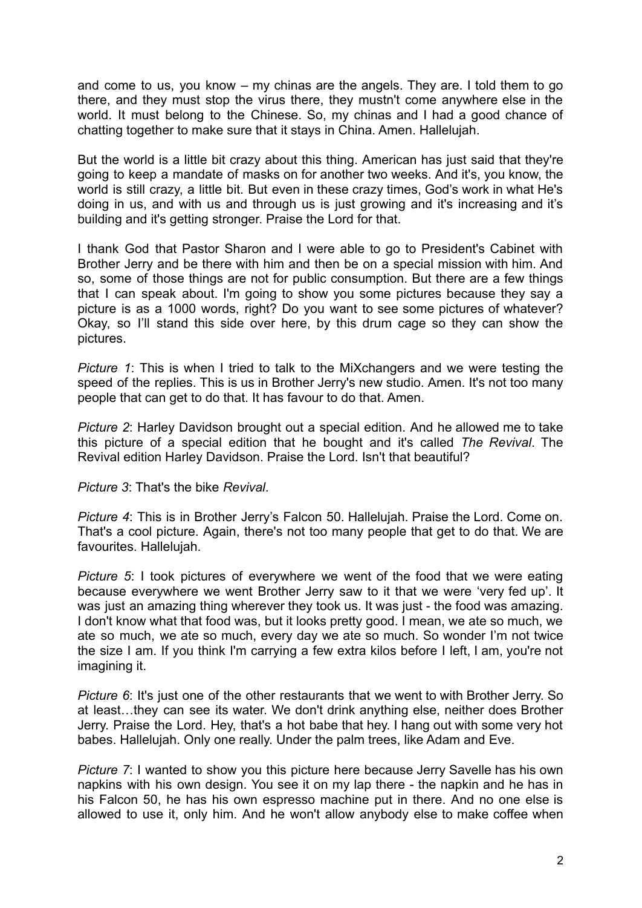and come to us, you know – my chinas are the angels. They are. I told them to go there, and they must stop the virus there, they mustn't come anywhere else in the world. It must belong to the Chinese. So, my chinas and I had a good chance of chatting together to make sure that it stays in China. Amen. Hallelujah.

But the world is a little bit crazy about this thing. American has just said that they're going to keep a mandate of masks on for another two weeks. And it's, you know, the world is still crazy, a little bit. But even in these crazy times, God's work in what He's doing in us, and with us and through us is just growing and it's increasing and it's building and it's getting stronger. Praise the Lord for that.

I thank God that Pastor Sharon and I were able to go to President's Cabinet with Brother Jerry and be there with him and then be on a special mission with him. And so, some of those things are not for public consumption. But there are a few things that I can speak about. I'm going to show you some pictures because they say a picture is as a 1000 words, right? Do you want to see some pictures of whatever? Okay, so I'll stand this side over here, by this drum cage so they can show the pictures.

*Picture 1*: This is when I tried to talk to the MiXchangers and we were testing the speed of the replies. This is us in Brother Jerry's new studio. Amen. It's not too many people that can get to do that. It has favour to do that. Amen.

*Picture 2*: Harley Davidson brought out a special edition. And he allowed me to take this picture of a special edition that he bought and it's called *The Revival*. The Revival edition Harley Davidson. Praise the Lord. Isn't that beautiful?

*Picture 3*: That's the bike *Revival*.

*Picture 4*: This is in Brother Jerry's Falcon 50. Hallelujah. Praise the Lord. Come on. That's a cool picture. Again, there's not too many people that get to do that. We are favourites. Hallelujah.

*Picture 5*: I took pictures of everywhere we went of the food that we were eating because everywhere we went Brother Jerry saw to it that we were 'very fed up'. It was just an amazing thing wherever they took us. It was just - the food was amazing. I don't know what that food was, but it looks pretty good. I mean, we ate so much, we ate so much, we ate so much, every day we ate so much. So wonder I'm not twice the size I am. If you think I'm carrying a few extra kilos before I left, I am, you're not imagining it.

*Picture 6*: It's just one of the other restaurants that we went to with Brother Jerry. So at least…they can see its water. We don't drink anything else, neither does Brother Jerry. Praise the Lord. Hey, that's a hot babe that hey. I hang out with some very hot babes. Hallelujah. Only one really. Under the palm trees, like Adam and Eve.

*Picture 7*: I wanted to show you this picture here because Jerry Savelle has his own napkins with his own design. You see it on my lap there - the napkin and he has in his Falcon 50, he has his own espresso machine put in there. And no one else is allowed to use it, only him. And he won't allow anybody else to make coffee when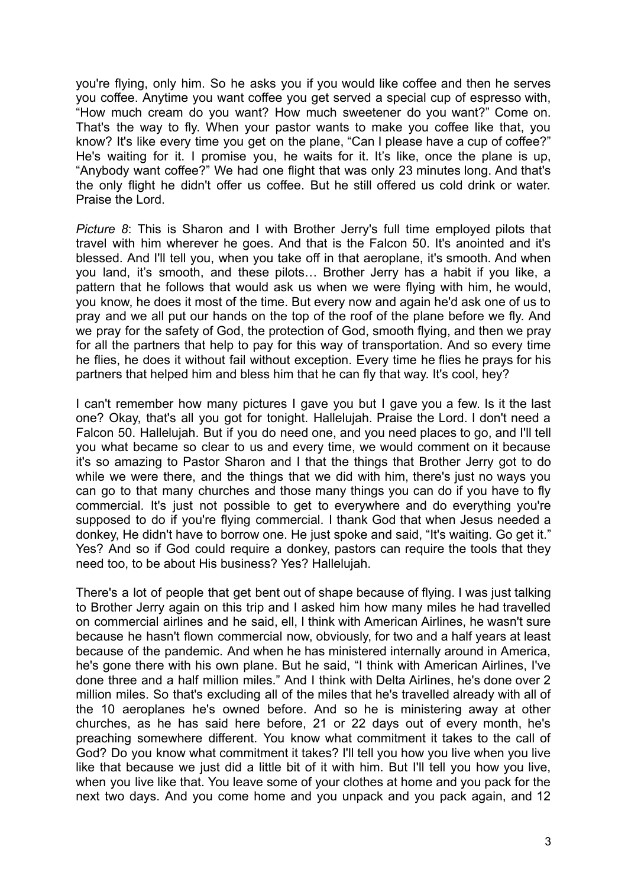you're flying, only him. So he asks you if you would like coffee and then he serves you coffee. Anytime you want coffee you get served a special cup of espresso with, "How much cream do you want? How much sweetener do you want?" Come on. That's the way to fly. When your pastor wants to make you coffee like that, you know? It's like every time you get on the plane, "Can I please have a cup of coffee?" He's waiting for it. I promise you, he waits for it. It's like, once the plane is up, "Anybody want coffee?" We had one flight that was only 23 minutes long. And that's the only flight he didn't offer us coffee. But he still offered us cold drink or water. Praise the Lord.

*Picture 8*: This is Sharon and I with Brother Jerry's full time employed pilots that travel with him wherever he goes. And that is the Falcon 50. It's anointed and it's blessed. And I'll tell you, when you take off in that aeroplane, it's smooth. And when you land, it's smooth, and these pilots… Brother Jerry has a habit if you like, a pattern that he follows that would ask us when we were flying with him, he would, you know, he does it most of the time. But every now and again he'd ask one of us to pray and we all put our hands on the top of the roof of the plane before we fly. And we pray for the safety of God, the protection of God, smooth flying, and then we pray for all the partners that help to pay for this way of transportation. And so every time he flies, he does it without fail without exception. Every time he flies he prays for his partners that helped him and bless him that he can fly that way. It's cool, hey?

I can't remember how many pictures I gave you but I gave you a few. Is it the last one? Okay, that's all you got for tonight. Hallelujah. Praise the Lord. I don't need a Falcon 50. Hallelujah. But if you do need one, and you need places to go, and I'll tell you what became so clear to us and every time, we would comment on it because it's so amazing to Pastor Sharon and I that the things that Brother Jerry got to do while we were there, and the things that we did with him, there's just no ways you can go to that many churches and those many things you can do if you have to fly commercial. It's just not possible to get to everywhere and do everything you're supposed to do if you're flying commercial. I thank God that when Jesus needed a donkey, He didn't have to borrow one. He just spoke and said, "It's waiting. Go get it." Yes? And so if God could require a donkey, pastors can require the tools that they need too, to be about His business? Yes? Hallelujah.

There's a lot of people that get bent out of shape because of flying. I was just talking to Brother Jerry again on this trip and I asked him how many miles he had travelled on commercial airlines and he said, ell, I think with American Airlines, he wasn't sure because he hasn't flown commercial now, obviously, for two and a half years at least because of the pandemic. And when he has ministered internally around in America, he's gone there with his own plane. But he said, "I think with American Airlines, I've done three and a half million miles." And I think with Delta Airlines, he's done over 2 million miles. So that's excluding all of the miles that he's travelled already with all of the 10 aeroplanes he's owned before. And so he is ministering away at other churches, as he has said here before, 21 or 22 days out of every month, he's preaching somewhere different. You know what commitment it takes to the call of God? Do you know what commitment it takes? I'll tell you how you live when you live like that because we just did a little bit of it with him. But I'll tell you how you live, when you live like that. You leave some of your clothes at home and you pack for the next two days. And you come home and you unpack and you pack again, and 12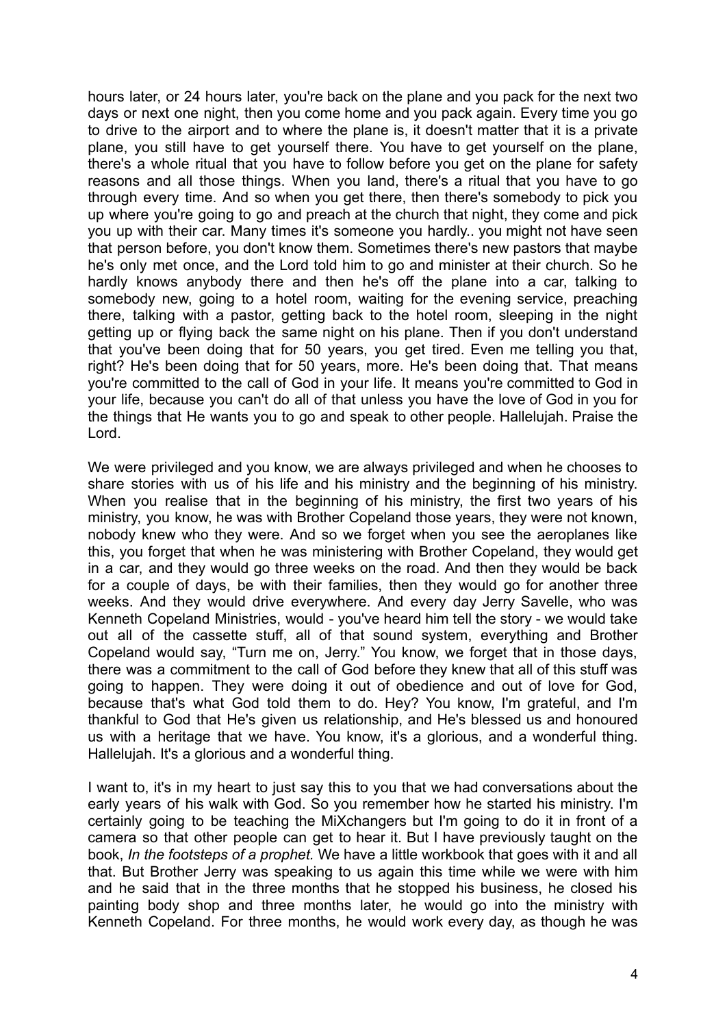hours later, or 24 hours later, you're back on the plane and you pack for the next two days or next one night, then you come home and you pack again. Every time you go to drive to the airport and to where the plane is, it doesn't matter that it is a private plane, you still have to get yourself there. You have to get yourself on the plane, there's a whole ritual that you have to follow before you get on the plane for safety reasons and all those things. When you land, there's a ritual that you have to go through every time. And so when you get there, then there's somebody to pick you up where you're going to go and preach at the church that night, they come and pick you up with their car. Many times it's someone you hardly.. you might not have seen that person before, you don't know them. Sometimes there's new pastors that maybe he's only met once, and the Lord told him to go and minister at their church. So he hardly knows anybody there and then he's off the plane into a car, talking to somebody new, going to a hotel room, waiting for the evening service, preaching there, talking with a pastor, getting back to the hotel room, sleeping in the night getting up or flying back the same night on his plane. Then if you don't understand that you've been doing that for 50 years, you get tired. Even me telling you that, right? He's been doing that for 50 years, more. He's been doing that. That means you're committed to the call of God in your life. It means you're committed to God in your life, because you can't do all of that unless you have the love of God in you for the things that He wants you to go and speak to other people. Hallelujah. Praise the Lord.

We were privileged and you know, we are always privileged and when he chooses to share stories with us of his life and his ministry and the beginning of his ministry. When you realise that in the beginning of his ministry, the first two years of his ministry, you know, he was with Brother Copeland those years, they were not known, nobody knew who they were. And so we forget when you see the aeroplanes like this, you forget that when he was ministering with Brother Copeland, they would get in a car, and they would go three weeks on the road. And then they would be back for a couple of days, be with their families, then they would go for another three weeks. And they would drive everywhere. And every day Jerry Savelle, who was Kenneth Copeland Ministries, would - you've heard him tell the story - we would take out all of the cassette stuff, all of that sound system, everything and Brother Copeland would say, "Turn me on, Jerry." You know, we forget that in those days, there was a commitment to the call of God before they knew that all of this stuff was going to happen. They were doing it out of obedience and out of love for God, because that's what God told them to do. Hey? You know, I'm grateful, and I'm thankful to God that He's given us relationship, and He's blessed us and honoured us with a heritage that we have. You know, it's a glorious, and a wonderful thing. Hallelujah. It's a glorious and a wonderful thing.

I want to, it's in my heart to just say this to you that we had conversations about the early years of his walk with God. So you remember how he started his ministry. I'm certainly going to be teaching the MiXchangers but I'm going to do it in front of a camera so that other people can get to hear it. But I have previously taught on the book, *In the footsteps of a prophet.* We have a little workbook that goes with it and all that. But Brother Jerry was speaking to us again this time while we were with him and he said that in the three months that he stopped his business, he closed his painting body shop and three months later, he would go into the ministry with Kenneth Copeland. For three months, he would work every day, as though he was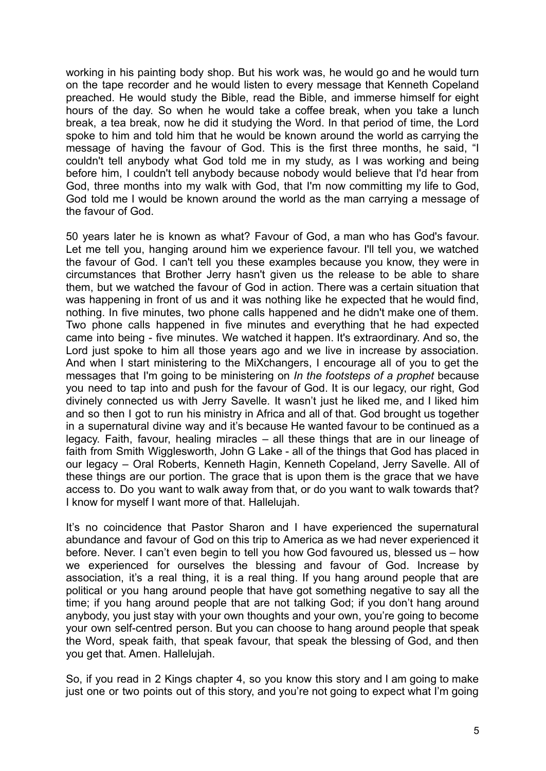working in his painting body shop. But his work was, he would go and he would turn on the tape recorder and he would listen to every message that Kenneth Copeland preached. He would study the Bible, read the Bible, and immerse himself for eight hours of the day. So when he would take a coffee break, when you take a lunch break, a tea break, now he did it studying the Word. In that period of time, the Lord spoke to him and told him that he would be known around the world as carrying the message of having the favour of God. This is the first three months, he said, "I couldn't tell anybody what God told me in my study, as I was working and being before him, I couldn't tell anybody because nobody would believe that I'd hear from God, three months into my walk with God, that I'm now committing my life to God, God told me I would be known around the world as the man carrying a message of the favour of God.

50 years later he is known as what? Favour of God, a man who has God's favour. Let me tell you, hanging around him we experience favour. I'll tell you, we watched the favour of God. I can't tell you these examples because you know, they were in circumstances that Brother Jerry hasn't given us the release to be able to share them, but we watched the favour of God in action. There was a certain situation that was happening in front of us and it was nothing like he expected that he would find, nothing. In five minutes, two phone calls happened and he didn't make one of them. Two phone calls happened in five minutes and everything that he had expected came into being - five minutes. We watched it happen. It's extraordinary. And so, the Lord just spoke to him all those years ago and we live in increase by association. And when I start ministering to the MiXchangers, I encourage all of you to get the messages that I'm going to be ministering on *In the footsteps of a prophet* because you need to tap into and push for the favour of God. It is our legacy, our right, God divinely connected us with Jerry Savelle. It wasn't just he liked me, and I liked him and so then I got to run his ministry in Africa and all of that. God brought us together in a supernatural divine way and it's because He wanted favour to be continued as a legacy. Faith, favour, healing miracles – all these things that are in our lineage of faith from Smith Wigglesworth, John G Lake - all of the things that God has placed in our legacy – Oral Roberts, Kenneth Hagin, Kenneth Copeland, Jerry Savelle. All of these things are our portion. The grace that is upon them is the grace that we have access to. Do you want to walk away from that, or do you want to walk towards that? I know for myself I want more of that. Hallelujah.

It's no coincidence that Pastor Sharon and I have experienced the supernatural abundance and favour of God on this trip to America as we had never experienced it before. Never. I can't even begin to tell you how God favoured us, blessed us – how we experienced for ourselves the blessing and favour of God. Increase by association, it's a real thing, it is a real thing. If you hang around people that are political or you hang around people that have got something negative to say all the time; if you hang around people that are not talking God; if you don't hang around anybody, you just stay with your own thoughts and your own, you're going to become your own self-centred person. But you can choose to hang around people that speak the Word, speak faith, that speak favour, that speak the blessing of God, and then you get that. Amen. Hallelujah.

So, if you read in 2 Kings chapter 4, so you know this story and I am going to make just one or two points out of this story, and you're not going to expect what I'm going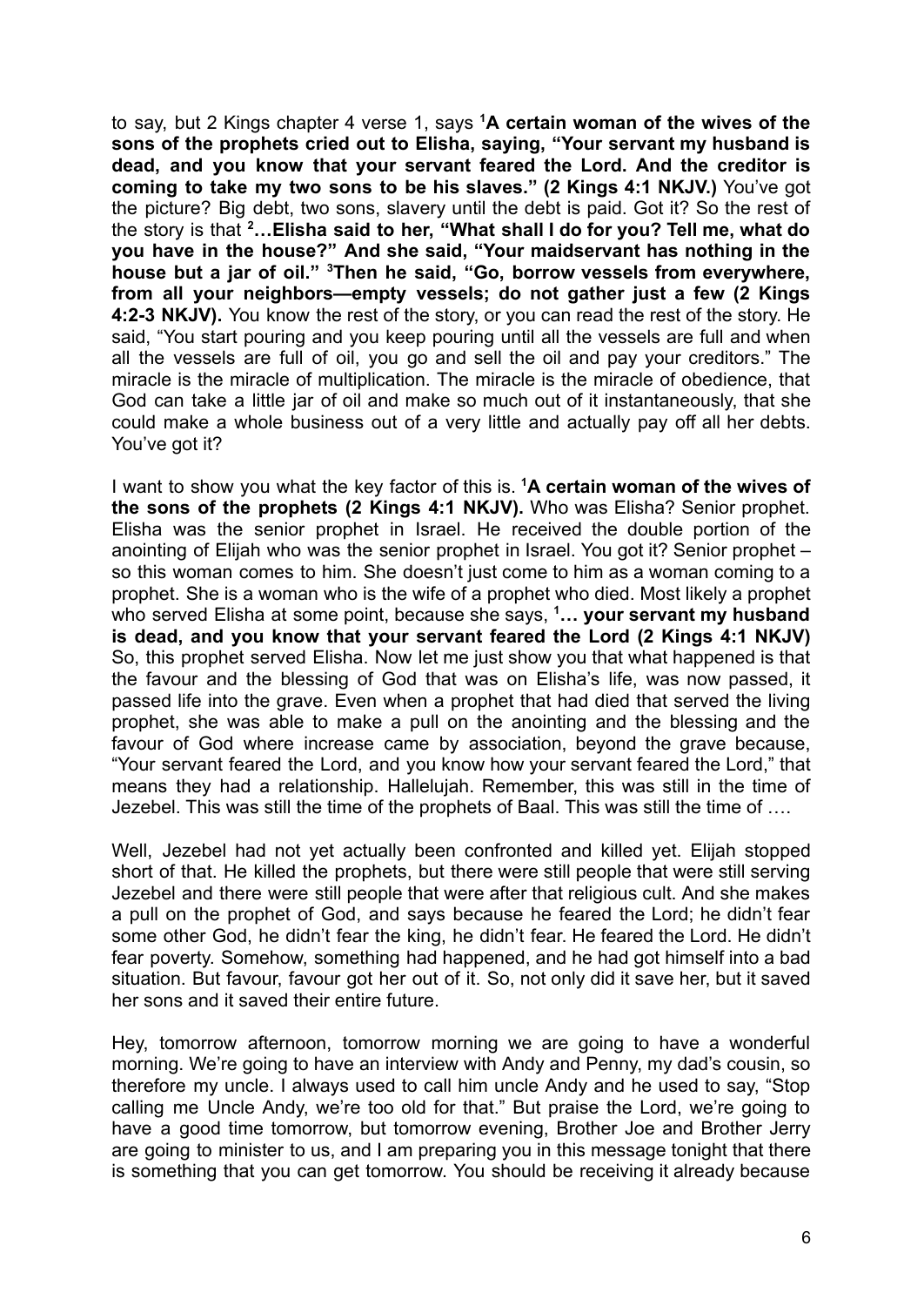to say, but 2 Kings chapter 4 verse 1, says **[1]A certain woman of the wives of the sons of the prophets cried out to Elisha, saying, "Your servant my husband is dead, and you know that your servant feared the Lord. And the creditor is coming to take my two sons to be his slaves." (2 Kings 4:1 NKJV.)** You've got the picture? Big debt, two sons, slavery until the debt is paid. Got it? So the rest of the story is that **[2]…Elisha said to her, "What shall I do for you? Tell me, what do you have in the house?" And she said, "Your maidservant has nothing in the house but a jar of oil." [3]Then he said, "Go, borrow vessels from everywhere, from all your neighbors—empty vessels; do not gather just a few (2 Kings 4:2-3 NKJV).** You know the rest of the story, or you can read the rest of the story. He said, "You start pouring and you keep pouring until all the vessels are full and when all the vessels are full of oil, you go and sell the oil and pay your creditors." The miracle is the miracle of multiplication. The miracle is the miracle of obedience, that God can take a little jar of oil and make so much out of it instantaneously, that she could make a whole business out of a very little and actually pay off all her debts. You've got it?

I want to show you what the key factor of this is. **[1]A certain woman of the wives of the sons of the prophets (2 Kings 4:1 NKJV).** Who was Elisha? Senior prophet. Elisha was the senior prophet in Israel. He received the double portion of the anointing of Elijah who was the senior prophet in Israel. You got it? Senior prophet – so this woman comes to him. She doesn't just come to him as a woman coming to a prophet. She is a woman who is the wife of a prophet who died. Most likely a prophet who served Elisha at some point, because she says, **[1]… your servant my husband is dead, and you know that your servant feared the Lord (2 Kings 4:1 NKJV)** So, this prophet served Elisha. Now let me just show you that what happened is that the favour and the blessing of God that was on Elisha's life, was now passed, it passed life into the grave. Even when a prophet that had died that served the living prophet, she was able to make a pull on the anointing and the blessing and the favour of God where increase came by association, beyond the grave because, "Your servant feared the Lord, and you know how your servant feared the Lord," that means they had a relationship. Hallelujah. Remember, this was still in the time of Jezebel. This was still the time of the prophets of Baal. This was still the time of ….

Well, Jezebel had not yet actually been confronted and killed yet. Elijah stopped short of that. He killed the prophets, but there were still people that were still serving Jezebel and there were still people that were after that religious cult. And she makes a pull on the prophet of God, and says because he feared the Lord; he didn't fear some other God, he didn't fear the king, he didn't fear. He feared the Lord. He didn't fear poverty. Somehow, something had happened, and he had got himself into a bad situation. But favour, favour got her out of it. So, not only did it save her, but it saved her sons and it saved their entire future.

Hey, tomorrow afternoon, tomorrow morning we are going to have a wonderful morning. We're going to have an interview with Andy and Penny, my dad's cousin, so therefore my uncle. I always used to call him uncle Andy and he used to say, "Stop calling me Uncle Andy, we're too old for that." But praise the Lord, we're going to have a good time tomorrow, but tomorrow evening, Brother Joe and Brother Jerry are going to minister to us, and I am preparing you in this message tonight that there is something that you can get tomorrow. You should be receiving it already because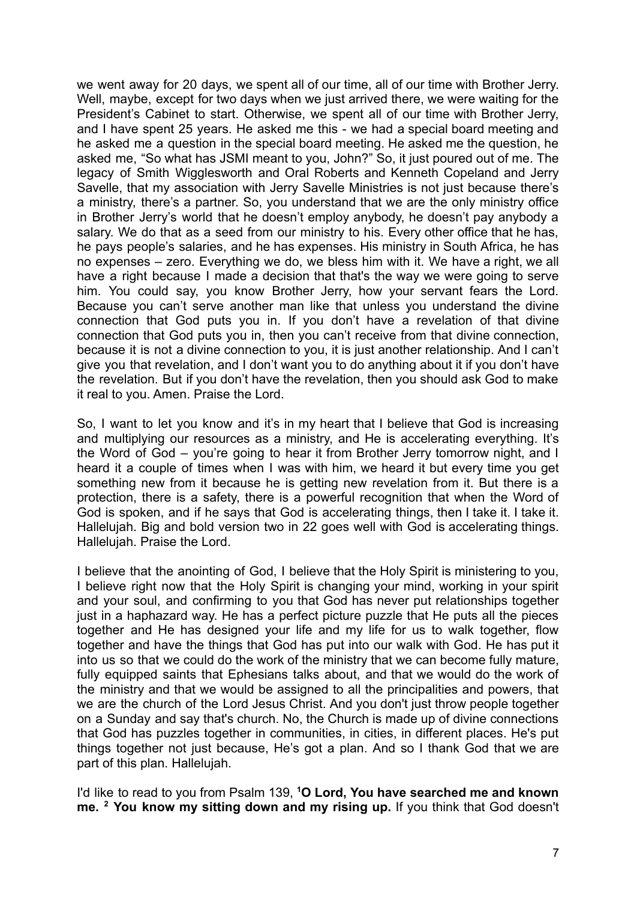we went away for 20 days, we spent all of our time, all of our time with Brother Jerry. Well, maybe, except for two days when we just arrived there, we were waiting for the President's Cabinet to start. Otherwise, we spent all of our time with Brother Jerry, and I have spent 25 years. He asked me this - we had a special board meeting and he asked me a question in the special board meeting. He asked me the question, he asked me, "So what has JSMI meant to you, John?" So, it just poured out of me. The legacy of Smith Wigglesworth and Oral Roberts and Kenneth Copeland and Jerry Savelle, that my association with Jerry Savelle Ministries is not just because there's a ministry, there's a partner. So, you understand that we are the only ministry office in Brother Jerry's world that he doesn't employ anybody, he doesn't pay anybody a salary. We do that as a seed from our ministry to his. Every other office that he has, he pays people's salaries, and he has expenses. His ministry in South Africa, he has no expenses – zero. Everything we do, we bless him with it. We have a right, we all have a right because I made a decision that that's the way we were going to serve him. You could say, you know Brother Jerry, how your servant fears the Lord. Because you can't serve another man like that unless you understand the divine connection that God puts you in. If you don't have a revelation of that divine connection that God puts you in, then you can't receive from that divine connection, because it is not a divine connection to you, it is just another relationship. And I can't give you that revelation, and I don't want you to do anything about it if you don't have the revelation. But if you don't have the revelation, then you should ask God to make it real to you. Amen. Praise the Lord.

So, I want to let you know and it's in my heart that I believe that God is increasing and multiplying our resources as a ministry, and He is accelerating everything. It's the Word of God – you're going to hear it from Brother Jerry tomorrow night, and I heard it a couple of times when I was with him, we heard it but every time you get something new from it because he is getting new revelation from it. But there is a protection, there is a safety, there is a powerful recognition that when the Word of God is spoken, and if he says that God is accelerating things, then I take it. I take it. Hallelujah. Big and bold version two in 22 goes well with God is accelerating things. Hallelujah. Praise the Lord.

I believe that the anointing of God, I believe that the Holy Spirit is ministering to you, I believe right now that the Holy Spirit is changing your mind, working in your spirit and your soul, and confirming to you that God has never put relationships together just in a haphazard way. He has a perfect picture puzzle that He puts all the pieces together and He has designed your life and my life for us to walk together, flow together and have the things that God has put into our walk with God. He has put it into us so that we could do the work of the ministry that we can become fully mature, fully equipped saints that Ephesians talks about, and that we would do the work of the ministry and that we would be assigned to all the principalities and powers, that we are the church of the Lord Jesus Christ. And you don't just throw people together on a Sunday and say that's church. No, the Church is made up of divine connections that God has puzzles together in communities, in cities, in different places. He's put things together not just because, He's got a plan. And so I thank God that we are part of this plan. Hallelujah.

I'd like to read to you from Psalm 139, **[1]O Lord, You have searched me and known me. [2] You know my sitting down and my rising up.** If you think that God doesn't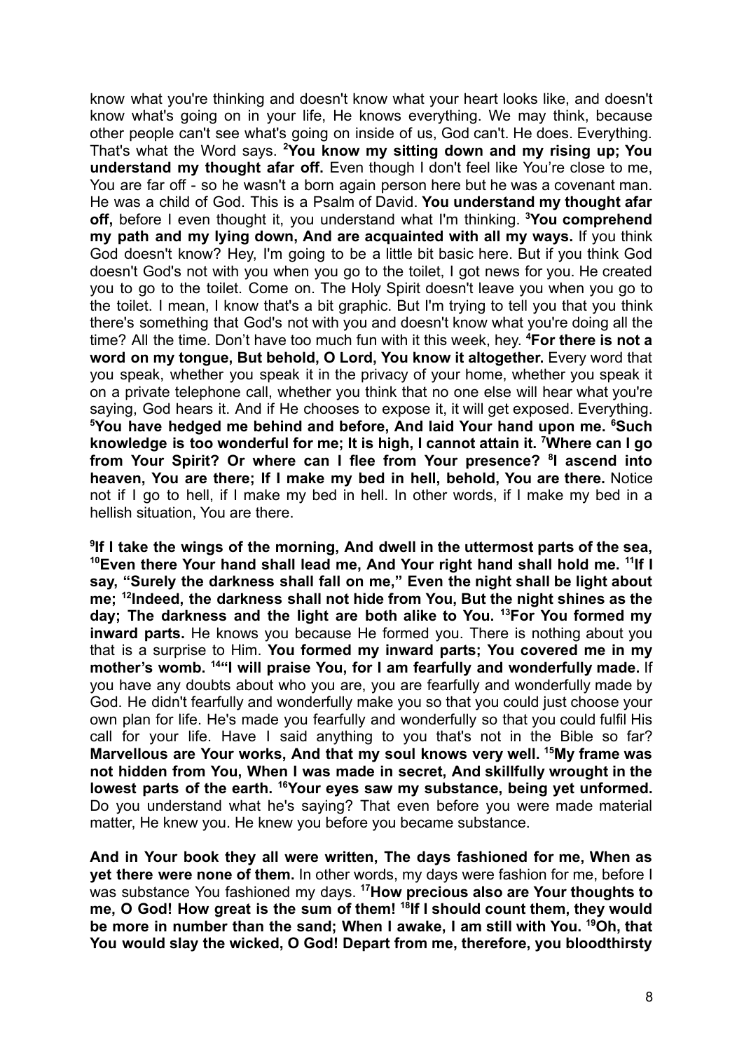know what you're thinking and doesn't know what your heart looks like, and doesn't know what's going on in your life, He knows everything. We may think, because other people can't see what's going on inside of us, God can't. He does. Everything. That's what the Word says. **[2]You know my sitting down and my rising up; You understand my thought afar off.** Even though I don't feel like You're close to me, You are far off - so he wasn't a born again person here but he was a covenant man. He was a child of God. This is a Psalm of David. **You understand my thought afar off,** before I even thought it, you understand what I'm thinking. **[3]You comprehend my path and my lying down, And are acquainted with all my ways.** If you think God doesn't know? Hey, I'm going to be a little bit basic here. But if you think God doesn't God's not with you when you go to the toilet, I got news for you. He created you to go to the toilet. Come on. The Holy Spirit doesn't leave you when you go to the toilet. I mean, I know that's a bit graphic. But I'm trying to tell you that you think there's something that God's not with you and doesn't know what you're doing all the time? All the time. Don't have too much fun with it this week, hey. **[4]For there is not a word on my tongue, But behold, O Lord, You know it altogether.** Every word that you speak, whether you speak it in the privacy of your home, whether you speak it on a private telephone call, whether you think that no one else will hear what you're saying, God hears it. And if He chooses to expose it, it will get exposed. Everything. **[5]You have hedged me behind and before, And laid Your hand upon me. [6]Such knowledge is too wonderful for me; It is high, I cannot attain it. [7]Where can I go from Your Spirit? Or where can I flee from Your presence? [8]I ascend into heaven, You are there; If I make my bed in hell, behold, You are there.** Notice not if I go to hell, if I make my bed in hell. In other words, if I make my bed in a hellish situation, You are there.

**[9]If I take the wings of the morning, And dwell in the uttermost parts of the sea, [10]Even there Your hand shall lead me, And Your right hand shall hold me. [11]If I say, "Surely the darkness shall fall on me," Even the night shall be light about me; [12]Indeed, the darkness shall not hide from You, But the night shines as the day; The darkness and the light are both alike to You. [13]For You formed my inward parts.** He knows you because He formed you. There is nothing about you that is a surprise to Him. **You formed my inward parts; You covered me in my mother's womb. [14]"I will praise You, for I am fearfully and wonderfully made.** If you have any doubts about who you are, you are fearfully and wonderfully made by God. He didn't fearfully and wonderfully make you so that you could just choose your own plan for life. He's made you fearfully and wonderfully so that you could fulfil His call for your life. Have I said anything to you that's not in the Bible so far? **Marvellous are Your works, And that my soul knows very well. [15]My frame was not hidden from You, When I was made in secret, And skillfully wrought in the lowest parts of the earth. [16]Your eyes saw my substance, being yet unformed.** Do you understand what he's saying? That even before you were made material matter, He knew you. He knew you before you became substance.

**And in Your book they all were written, The days fashioned for me, When as yet there were none of them.** In other words, my days were fashion for me, before I was substance You fashioned my days. **[17]How precious also are Your thoughts to me, O God! How great is the sum of them! [18]If I should count them, they would be more in number than the sand; When I awake, I am still with You. [19]Oh, that You would slay the wicked, O God! Depart from me, therefore, you bloodthirsty**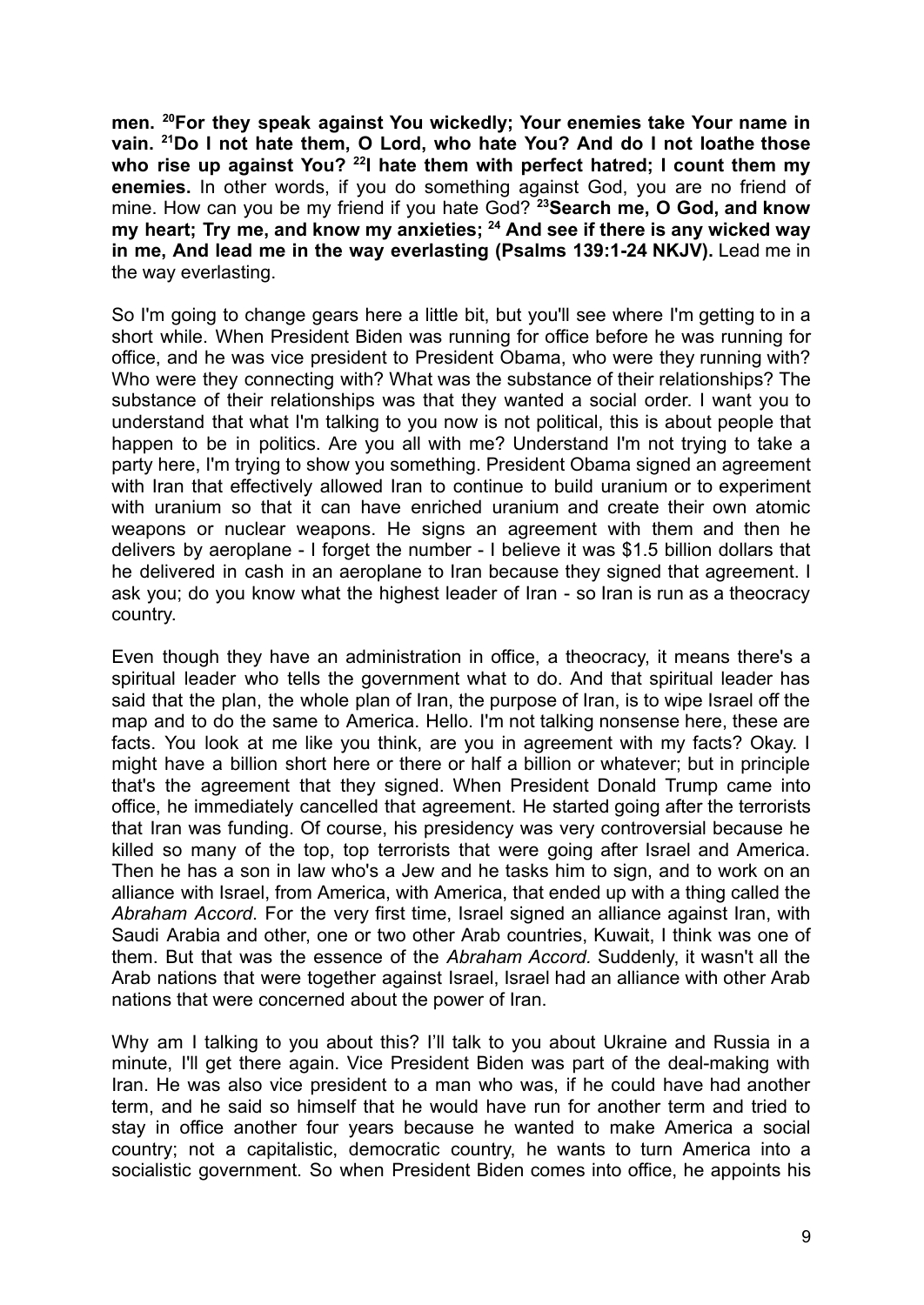**men. [20]For they speak against You wickedly; Your enemies take Your name in vain. [21]Do I not hate them, O Lord, who hate You? And do I not loathe those who rise up against You? [22]I hate them with perfect hatred; I count them my enemies.** In other words, if you do something against God, you are no friend of mine. How can you be my friend if you hate God? **[23]Search me, O God, and know my heart; Try me, and know my anxieties; [24] And see if there is any wicked way in me, And lead me in the way everlasting (Psalms 139:1-24 NKJV).** Lead me in the way everlasting.

So I'm going to change gears here a little bit, but you'll see where I'm getting to in a short while. When President Biden was running for office before he was running for office, and he was vice president to President Obama, who were they running with? Who were they connecting with? What was the substance of their relationships? The substance of their relationships was that they wanted a social order. I want you to understand that what I'm talking to you now is not political, this is about people that happen to be in politics. Are you all with me? Understand I'm not trying to take a party here, I'm trying to show you something. President Obama signed an agreement with Iran that effectively allowed Iran to continue to build uranium or to experiment with uranium so that it can have enriched uranium and create their own atomic weapons or nuclear weapons. He signs an agreement with them and then he delivers by aeroplane - I forget the number - I believe it was $1.5 billion dollars that he delivered in cash in an aeroplane to Iran because they signed that agreement. I ask you; do you know what the highest leader of Iran - so Iran is run as a theocracy country.

Even though they have an administration in office, a theocracy, it means there's a spiritual leader who tells the government what to do. And that spiritual leader has said that the plan, the whole plan of Iran, the purpose of Iran, is to wipe Israel off the map and to do the same to America. Hello. I'm not talking nonsense here, these are facts. You look at me like you think, are you in agreement with my facts? Okay. I might have a billion short here or there or half a billion or whatever; but in principle that's the agreement that they signed. When President Donald Trump came into office, he immediately cancelled that agreement. He started going after the terrorists that Iran was funding. Of course, his presidency was very controversial because he killed so many of the top, top terrorists that were going after Israel and America. Then he has a son in law who's a Jew and he tasks him to sign, and to work on an alliance with Israel, from America, with America, that ended up with a thing called the *Abraham Accord*. For the very first time, Israel signed an alliance against Iran, with Saudi Arabia and other, one or two other Arab countries, Kuwait, I think was one of them. But that was the essence of the *Abraham Accord*. Suddenly, it wasn't all the Arab nations that were together against Israel, Israel had an alliance with other Arab nations that were concerned about the power of Iran.

Why am I talking to you about this? I'll talk to you about Ukraine and Russia in a minute, I'll get there again. Vice President Biden was part of the deal-making with Iran. He was also vice president to a man who was, if he could have had another term, and he said so himself that he would have run for another term and tried to stay in office another four years because he wanted to make America a social country; not a capitalistic, democratic country, he wants to turn America into a socialistic government. So when President Biden comes into office, he appoints his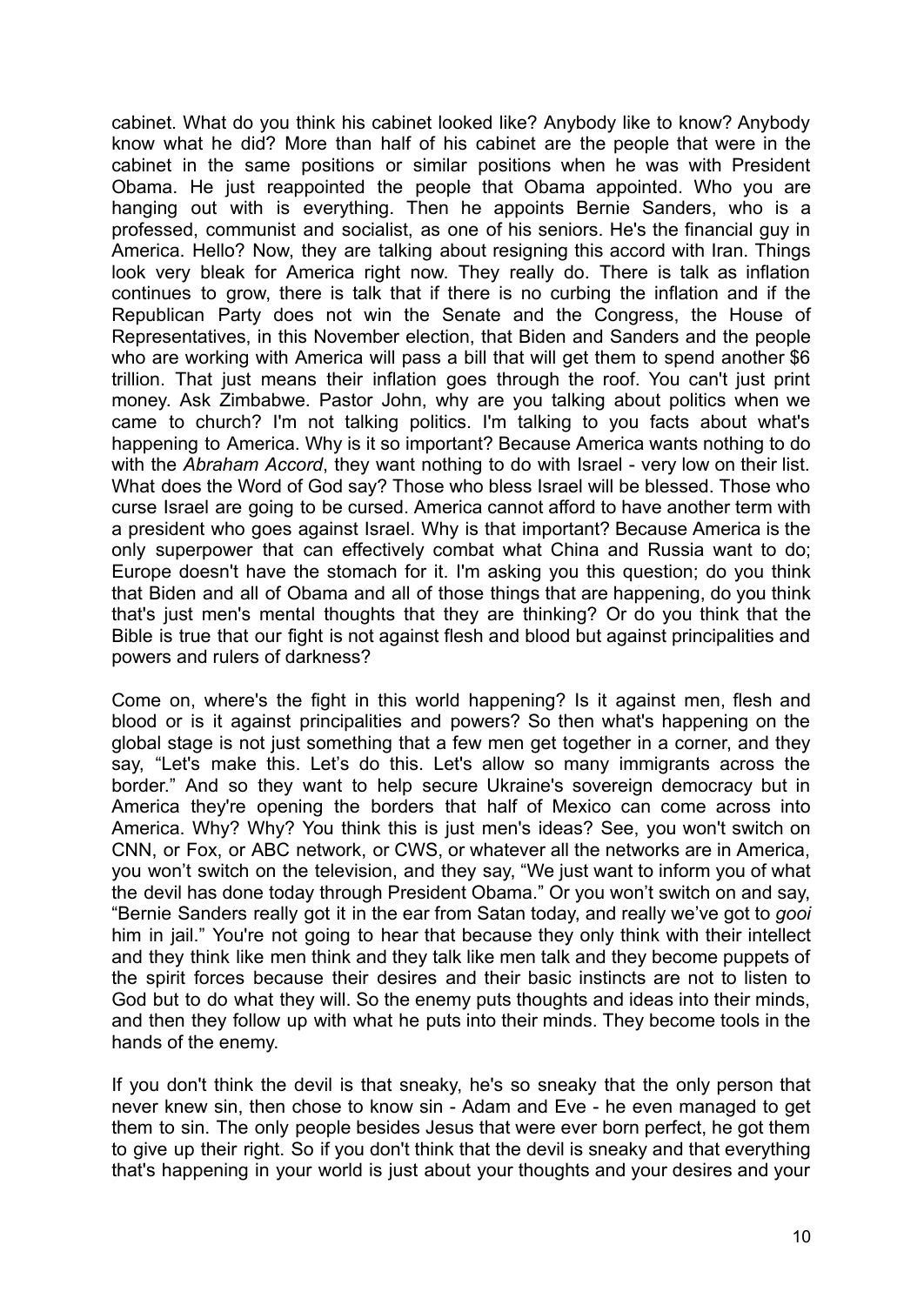cabinet. What do you think his cabinet looked like? Anybody like to know? Anybody know what he did? More than half of his cabinet are the people that were in the cabinet in the same positions or similar positions when he was with President Obama. He just reappointed the people that Obama appointed. Who you are hanging out with is everything. Then he appoints Bernie Sanders, who is a professed, communist and socialist, as one of his seniors. He's the financial guy in America. Hello? Now, they are talking about resigning this accord with Iran. Things look very bleak for America right now. They really do. There is talk as inflation continues to grow, there is talk that if there is no curbing the inflation and if the Republican Party does not win the Senate and the Congress, the House of Representatives, in this November election, that Biden and Sanders and the people who are working with America will pass a bill that will get them to spend another $6 trillion. That just means their inflation goes through the roof. You can't just print money. Ask Zimbabwe. Pastor John, why are you talking about politics when we came to church? I'm not talking politics. I'm talking to you facts about what's happening to America. Why is it so important? Because America wants nothing to do with the *Abraham Accord*, they want nothing to do with Israel - very low on their list. What does the Word of God say? Those who bless Israel will be blessed. Those who curse Israel are going to be cursed. America cannot afford to have another term with a president who goes against Israel. Why is that important? Because America is the only superpower that can effectively combat what China and Russia want to do; Europe doesn't have the stomach for it. I'm asking you this question; do you think that Biden and all of Obama and all of those things that are happening, do you think that's just men's mental thoughts that they are thinking? Or do you think that the Bible is true that our fight is not against flesh and blood but against principalities and powers and rulers of darkness?

Come on, where's the fight in this world happening? Is it against men, flesh and blood or is it against principalities and powers? So then what's happening on the global stage is not just something that a few men get together in a corner, and they say, "Let's make this. Let's do this. Let's allow so many immigrants across the border." And so they want to help secure Ukraine's sovereign democracy but in America they're opening the borders that half of Mexico can come across into America. Why? Why? You think this is just men's ideas? See, you won't switch on CNN, or Fox, or ABC network, or CWS, or whatever all the networks are in America, you won't switch on the television, and they say, "We just want to inform you of what the devil has done today through President Obama." Or you won't switch on and say, "Bernie Sanders really got it in the ear from Satan today, and really we've got to *gooi* him in jail." You're not going to hear that because they only think with their intellect and they think like men think and they talk like men talk and they become puppets of the spirit forces because their desires and their basic instincts are not to listen to God but to do what they will. So the enemy puts thoughts and ideas into their minds, and then they follow up with what he puts into their minds. They become tools in the hands of the enemy.

If you don't think the devil is that sneaky, he's so sneaky that the only person that never knew sin, then chose to know sin - Adam and Eve - he even managed to get them to sin. The only people besides Jesus that were ever born perfect, he got them to give up their right. So if you don't think that the devil is sneaky and that everything that's happening in your world is just about your thoughts and your desires and your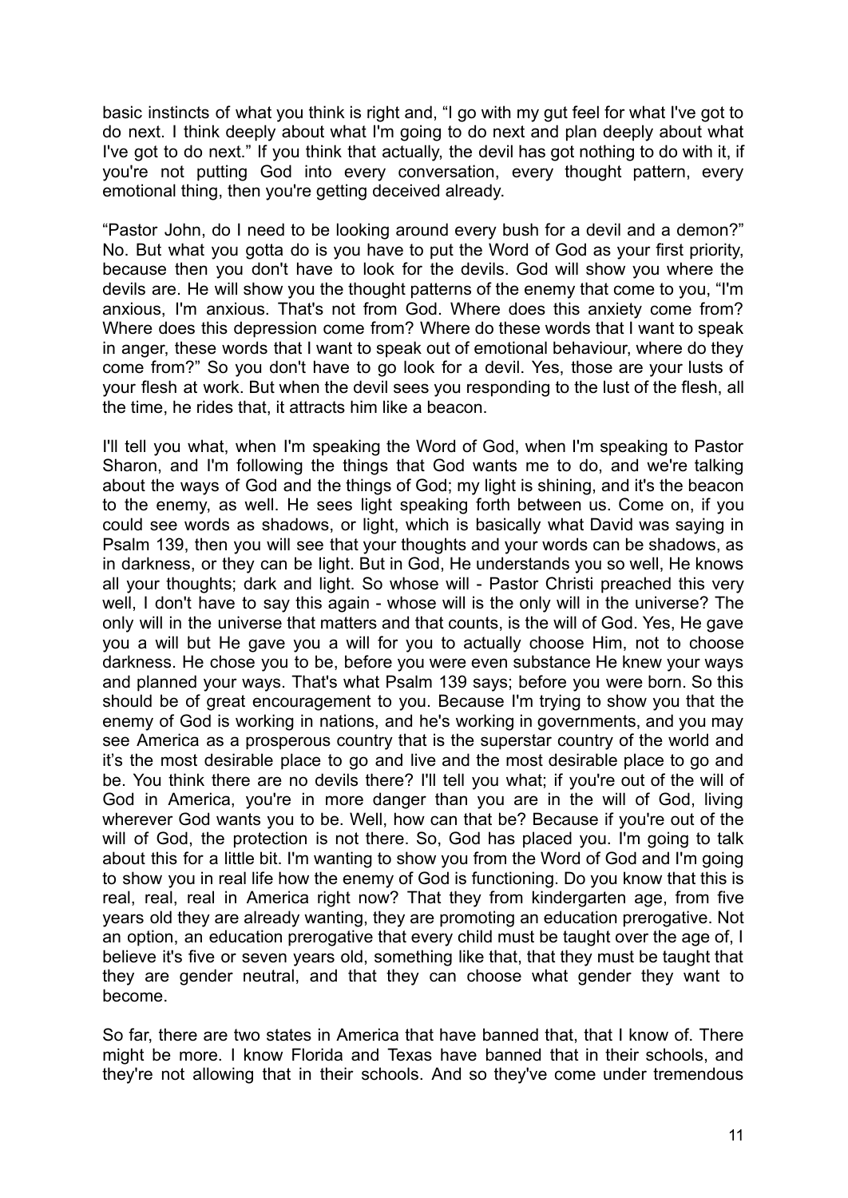basic instincts of what you think is right and, "I go with my gut feel for what I've got to do next. I think deeply about what I'm going to do next and plan deeply about what I've got to do next." If you think that actually, the devil has got nothing to do with it, if you're not putting God into every conversation, every thought pattern, every emotional thing, then you're getting deceived already.

"Pastor John, do I need to be looking around every bush for a devil and a demon?" No. But what you gotta do is you have to put the Word of God as your first priority, because then you don't have to look for the devils. God will show you where the devils are. He will show you the thought patterns of the enemy that come to you, "I'm anxious, I'm anxious. That's not from God. Where does this anxiety come from? Where does this depression come from? Where do these words that I want to speak in anger, these words that I want to speak out of emotional behaviour, where do they come from?" So you don't have to go look for a devil. Yes, those are your lusts of your flesh at work. But when the devil sees you responding to the lust of the flesh, all the time, he rides that, it attracts him like a beacon.

I'll tell you what, when I'm speaking the Word of God, when I'm speaking to Pastor Sharon, and I'm following the things that God wants me to do, and we're talking about the ways of God and the things of God; my light is shining, and it's the beacon to the enemy, as well. He sees light speaking forth between us. Come on, if you could see words as shadows, or light, which is basically what David was saying in Psalm 139, then you will see that your thoughts and your words can be shadows, as in darkness, or they can be light. But in God, He understands you so well, He knows all your thoughts; dark and light. So whose will - Pastor Christi preached this very well, I don't have to say this again - whose will is the only will in the universe? The only will in the universe that matters and that counts, is the will of God. Yes, He gave you a will but He gave you a will for you to actually choose Him, not to choose darkness. He chose you to be, before you were even substance He knew your ways and planned your ways. That's what Psalm 139 says; before you were born. So this should be of great encouragement to you. Because I'm trying to show you that the enemy of God is working in nations, and he's working in governments, and you may see America as a prosperous country that is the superstar country of the world and it's the most desirable place to go and live and the most desirable place to go and be. You think there are no devils there? I'll tell you what; if you're out of the will of God in America, you're in more danger than you are in the will of God, living wherever God wants you to be. Well, how can that be? Because if you're out of the will of God, the protection is not there. So, God has placed you. I'm going to talk about this for a little bit. I'm wanting to show you from the Word of God and I'm going to show you in real life how the enemy of God is functioning. Do you know that this is real, real, real in America right now? That they from kindergarten age, from five years old they are already wanting, they are promoting an education prerogative. Not an option, an education prerogative that every child must be taught over the age of, I believe it's five or seven years old, something like that, that they must be taught that they are gender neutral, and that they can choose what gender they want to become.

So far, there are two states in America that have banned that, that I know of. There might be more. I know Florida and Texas have banned that in their schools, and they're not allowing that in their schools. And so they've come under tremendous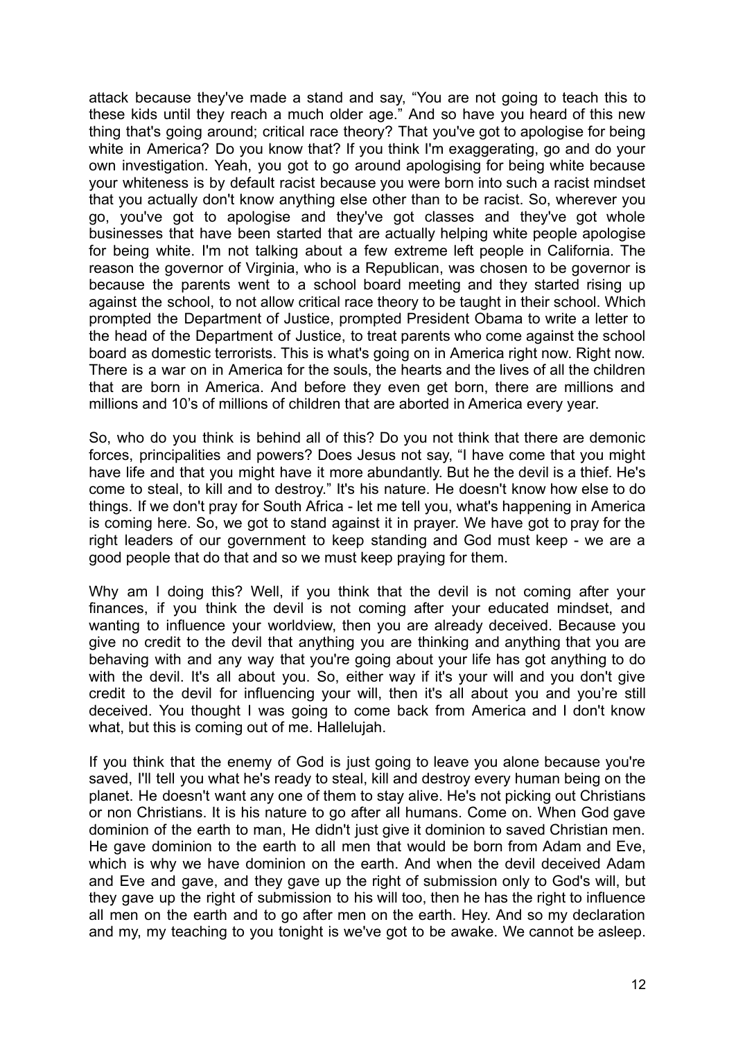attack because they've made a stand and say, "You are not going to teach this to these kids until they reach a much older age." And so have you heard of this new thing that's going around; critical race theory? That you've got to apologise for being white in America? Do you know that? If you think I'm exaggerating, go and do your own investigation. Yeah, you got to go around apologising for being white because your whiteness is by default racist because you were born into such a racist mindset that you actually don't know anything else other than to be racist. So, wherever you go, you've got to apologise and they've got classes and they've got whole businesses that have been started that are actually helping white people apologise for being white. I'm not talking about a few extreme left people in California. The reason the governor of Virginia, who is a Republican, was chosen to be governor is because the parents went to a school board meeting and they started rising up against the school, to not allow critical race theory to be taught in their school. Which prompted the Department of Justice, prompted President Obama to write a letter to the head of the Department of Justice, to treat parents who come against the school board as domestic terrorists. This is what's going on in America right now. Right now. There is a war on in America for the souls, the hearts and the lives of all the children that are born in America. And before they even get born, there are millions and millions and 10's of millions of children that are aborted in America every year.

So, who do you think is behind all of this? Do you not think that there are demonic forces, principalities and powers? Does Jesus not say, "I have come that you might have life and that you might have it more abundantly. But he the devil is a thief. He's come to steal, to kill and to destroy." It's his nature. He doesn't know how else to do things. If we don't pray for South Africa - let me tell you, what's happening in America is coming here. So, we got to stand against it in prayer. We have got to pray for the right leaders of our government to keep standing and God must keep - we are a good people that do that and so we must keep praying for them.

Why am I doing this? Well, if you think that the devil is not coming after your finances, if you think the devil is not coming after your educated mindset, and wanting to influence your worldview, then you are already deceived. Because you give no credit to the devil that anything you are thinking and anything that you are behaving with and any way that you're going about your life has got anything to do with the devil. It's all about you. So, either way if it's your will and you don't give credit to the devil for influencing your will, then it's all about you and you're still deceived. You thought I was going to come back from America and I don't know what, but this is coming out of me. Hallelujah.

If you think that the enemy of God is just going to leave you alone because you're saved, I'll tell you what he's ready to steal, kill and destroy every human being on the planet. He doesn't want any one of them to stay alive. He's not picking out Christians or non Christians. It is his nature to go after all humans. Come on. When God gave dominion of the earth to man, He didn't just give it dominion to saved Christian men. He gave dominion to the earth to all men that would be born from Adam and Eve, which is why we have dominion on the earth. And when the devil deceived Adam and Eve and gave, and they gave up the right of submission only to God's will, but they gave up the right of submission to his will too, then he has the right to influence all men on the earth and to go after men on the earth. Hey. And so my declaration and my, my teaching to you tonight is we've got to be awake. We cannot be asleep.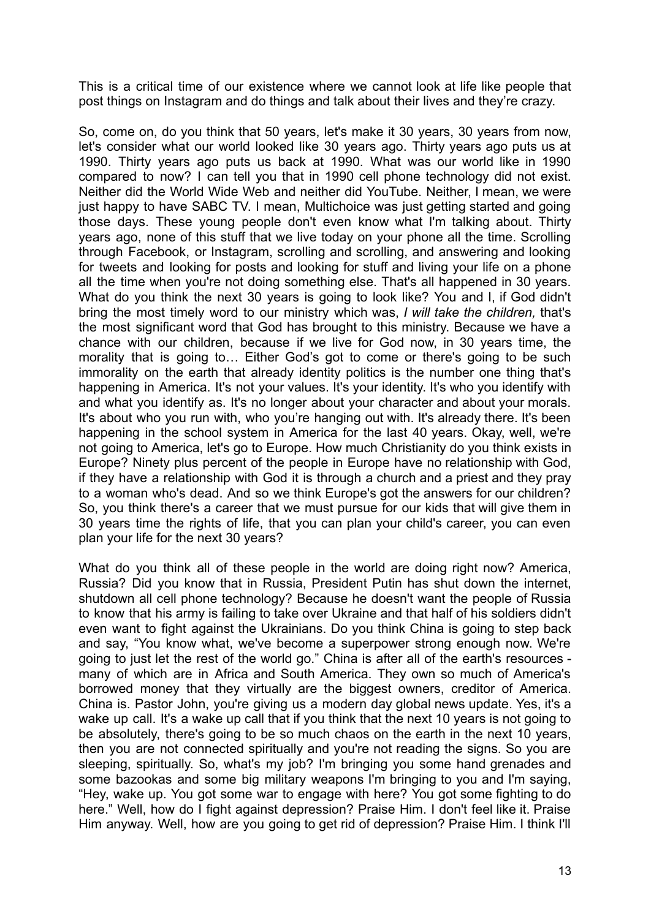This is a critical time of our existence where we cannot look at life like people that post things on Instagram and do things and talk about their lives and they're crazy.

So, come on, do you think that 50 years, let's make it 30 years, 30 years from now, let's consider what our world looked like 30 years ago. Thirty years ago puts us at 1990. Thirty years ago puts us back at 1990. What was our world like in 1990 compared to now? I can tell you that in 1990 cell phone technology did not exist. Neither did the World Wide Web and neither did YouTube. Neither, I mean, we were just happy to have SABC TV. I mean, Multichoice was just getting started and going those days. These young people don't even know what I'm talking about. Thirty years ago, none of this stuff that we live today on your phone all the time. Scrolling through Facebook, or Instagram, scrolling and scrolling, and answering and looking for tweets and looking for posts and looking for stuff and living your life on a phone all the time when you're not doing something else. That's all happened in 30 years. What do you think the next 30 years is going to look like? You and I, if God didn't bring the most timely word to our ministry which was, *I will take the children,* that's the most significant word that God has brought to this ministry. Because we have a chance with our children, because if we live for God now, in 30 years time, the morality that is going to… Either God's got to come or there's going to be such immorality on the earth that already identity politics is the number one thing that's happening in America. It's not your values. It's your identity. It's who you identify with and what you identify as. It's no longer about your character and about your morals. It's about who you run with, who you're hanging out with. It's already there. It's been happening in the school system in America for the last 40 years. Okay, well, we're not going to America, let's go to Europe. How much Christianity do you think exists in Europe? Ninety plus percent of the people in Europe have no relationship with God, if they have a relationship with God it is through a church and a priest and they pray to a woman who's dead. And so we think Europe's got the answers for our children? So, you think there's a career that we must pursue for our kids that will give them in 30 years time the rights of life, that you can plan your child's career, you can even plan your life for the next 30 years?

What do you think all of these people in the world are doing right now? America, Russia? Did you know that in Russia, President Putin has shut down the internet, shutdown all cell phone technology? Because he doesn't want the people of Russia to know that his army is failing to take over Ukraine and that half of his soldiers didn't even want to fight against the Ukrainians. Do you think China is going to step back and say, "You know what, we've become a superpower strong enough now. We're going to just let the rest of the world go." China is after all of the earth's resources - many of which are in Africa and South America. They own so much of America's borrowed money that they virtually are the biggest owners, creditor of America. China is. Pastor John, you're giving us a modern day global news update. Yes, it's a wake up call. It's a wake up call that if you think that the next 10 years is not going to be absolutely, there's going to be so much chaos on the earth in the next 10 years, then you are not connected spiritually and you're not reading the signs. So you are sleeping, spiritually. So, what's my job? I'm bringing you some hand grenades and some bazookas and some big military weapons I'm bringing to you and I'm saying, "Hey, wake up. You got some war to engage with here? You got some fighting to do here." Well, how do I fight against depression? Praise Him. I don't feel like it. Praise Him anyway. Well, how are you going to get rid of depression? Praise Him. I think I'll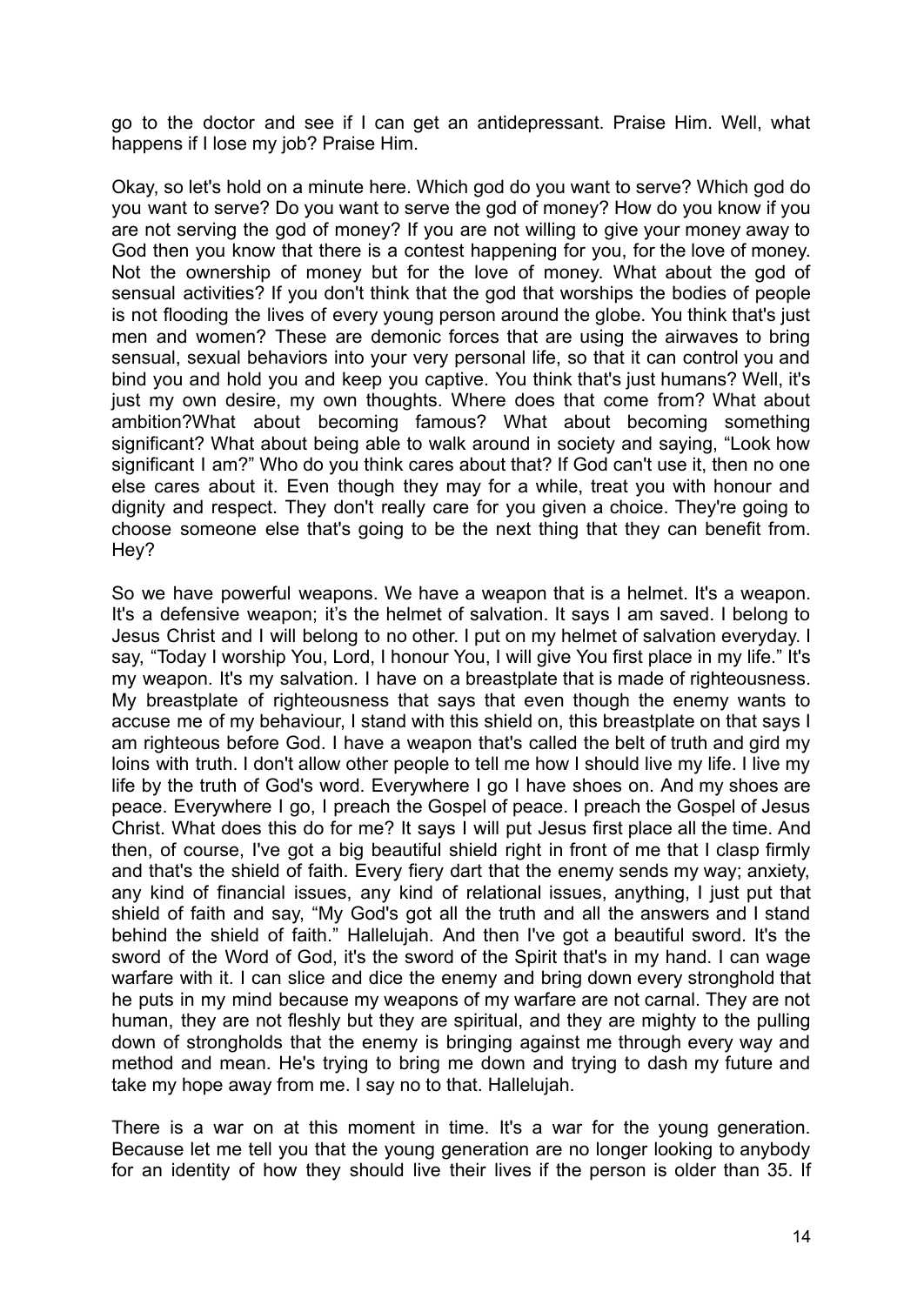go to the doctor and see if I can get an antidepressant. Praise Him. Well, what happens if I lose my job? Praise Him.

Okay, so let's hold on a minute here. Which god do you want to serve? Which god do you want to serve? Do you want to serve the god of money? How do you know if you are not serving the god of money? If you are not willing to give your money away to God then you know that there is a contest happening for you, for the love of money. Not the ownership of money but for the love of money. What about the god of sensual activities? If you don't think that the god that worships the bodies of people is not flooding the lives of every young person around the globe. You think that's just men and women? These are demonic forces that are using the airwaves to bring sensual, sexual behaviors into your very personal life, so that it can control you and bind you and hold you and keep you captive. You think that's just humans? Well, it's just my own desire, my own thoughts. Where does that come from? What about ambition?What about becoming famous? What about becoming something significant? What about being able to walk around in society and saying, "Look how significant I am?" Who do you think cares about that? If God can't use it, then no one else cares about it. Even though they may for a while, treat you with honour and dignity and respect. They don't really care for you given a choice. They're going to choose someone else that's going to be the next thing that they can benefit from. Hey?

So we have powerful weapons. We have a weapon that is a helmet. It's a weapon. It's a defensive weapon; it's the helmet of salvation. It says I am saved. I belong to Jesus Christ and I will belong to no other. I put on my helmet of salvation everyday. I say, "Today I worship You, Lord, I honour You, I will give You first place in my life." It's my weapon. It's my salvation. I have on a breastplate that is made of righteousness. My breastplate of righteousness that says that even though the enemy wants to accuse me of my behaviour, I stand with this shield on, this breastplate on that says I am righteous before God. I have a weapon that's called the belt of truth and gird my loins with truth. I don't allow other people to tell me how I should live my life. I live my life by the truth of God's word. Everywhere I go I have shoes on. And my shoes are peace. Everywhere I go, I preach the Gospel of peace. I preach the Gospel of Jesus Christ. What does this do for me? It says I will put Jesus first place all the time. And then, of course, I've got a big beautiful shield right in front of me that I clasp firmly and that's the shield of faith. Every fiery dart that the enemy sends my way; anxiety, any kind of financial issues, any kind of relational issues, anything, I just put that shield of faith and say, "My God's got all the truth and all the answers and I stand behind the shield of faith." Hallelujah. And then I've got a beautiful sword. It's the sword of the Word of God, it's the sword of the Spirit that's in my hand. I can wage warfare with it. I can slice and dice the enemy and bring down every stronghold that he puts in my mind because my weapons of my warfare are not carnal. They are not human, they are not fleshly but they are spiritual, and they are mighty to the pulling down of strongholds that the enemy is bringing against me through every way and method and mean. He's trying to bring me down and trying to dash my future and take my hope away from me. I say no to that. Hallelujah.

There is a war on at this moment in time. It's a war for the young generation. Because let me tell you that the young generation are no longer looking to anybody for an identity of how they should live their lives if the person is older than 35. If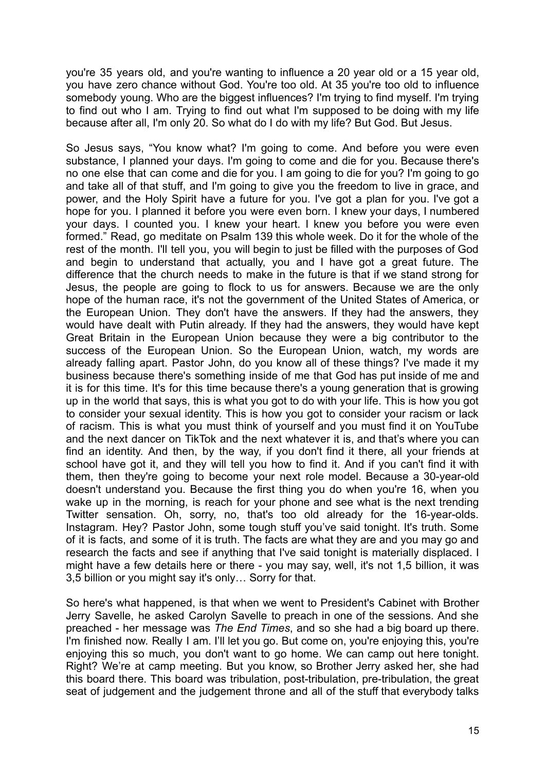you're 35 years old, and you're wanting to influence a 20 year old or a 15 year old, you have zero chance without God. You're too old. At 35 you're too old to influence somebody young. Who are the biggest influences? I'm trying to find myself. I'm trying to find out who I am. Trying to find out what I'm supposed to be doing with my life because after all, I'm only 20. So what do I do with my life? But God. But Jesus.

So Jesus says, "You know what? I'm going to come. And before you were even substance, I planned your days. I'm going to come and die for you. Because there's no one else that can come and die for you. I am going to die for you? I'm going to go and take all of that stuff, and I'm going to give you the freedom to live in grace, and power, and the Holy Spirit have a future for you. I've got a plan for you. I've got a hope for you. I planned it before you were even born. I knew your days, I numbered your days. I counted you. I knew your heart. I knew you before you were even formed." Read, go meditate on Psalm 139 this whole week. Do it for the whole of the rest of the month. I'll tell you, you will begin to just be filled with the purposes of God and begin to understand that actually, you and I have got a great future. The difference that the church needs to make in the future is that if we stand strong for Jesus, the people are going to flock to us for answers. Because we are the only hope of the human race, it's not the government of the United States of America, or the European Union. They don't have the answers. If they had the answers, they would have dealt with Putin already. If they had the answers, they would have kept Great Britain in the European Union because they were a big contributor to the success of the European Union. So the European Union, watch, my words are already falling apart. Pastor John, do you know all of these things? I've made it my business because there's something inside of me that God has put inside of me and it is for this time. It's for this time because there's a young generation that is growing up in the world that says, this is what you got to do with your life. This is how you got to consider your sexual identity. This is how you got to consider your racism or lack of racism. This is what you must think of yourself and you must find it on YouTube and the next dancer on TikTok and the next whatever it is, and that's where you can find an identity. And then, by the way, if you don't find it there, all your friends at school have got it, and they will tell you how to find it. And if you can't find it with them, then they're going to become your next role model. Because a 30-year-old doesn't understand you. Because the first thing you do when you're 16, when you wake up in the morning, is reach for your phone and see what is the next trending Twitter sensation. Oh, sorry, no, that's too old already for the 16-year-olds. Instagram. Hey? Pastor John, some tough stuff you've said tonight. It's truth. Some of it is facts, and some of it is truth. The facts are what they are and you may go and research the facts and see if anything that I've said tonight is materially displaced. I might have a few details here or there - you may say, well, it's not 1,5 billion, it was 3,5 billion or you might say it's only… Sorry for that.

So here's what happened, is that when we went to President's Cabinet with Brother Jerry Savelle, he asked Carolyn Savelle to preach in one of the sessions. And she preached - her message was *The End Times*, and so she had a big board up there. I'm finished now. Really I am. I'll let you go. But come on, you're enjoying this, you're enjoying this so much, you don't want to go home. We can camp out here tonight. Right? We're at camp meeting. But you know, so Brother Jerry asked her, she had this board there. This board was tribulation, post-tribulation, pre-tribulation, the great seat of judgement and the judgement throne and all of the stuff that everybody talks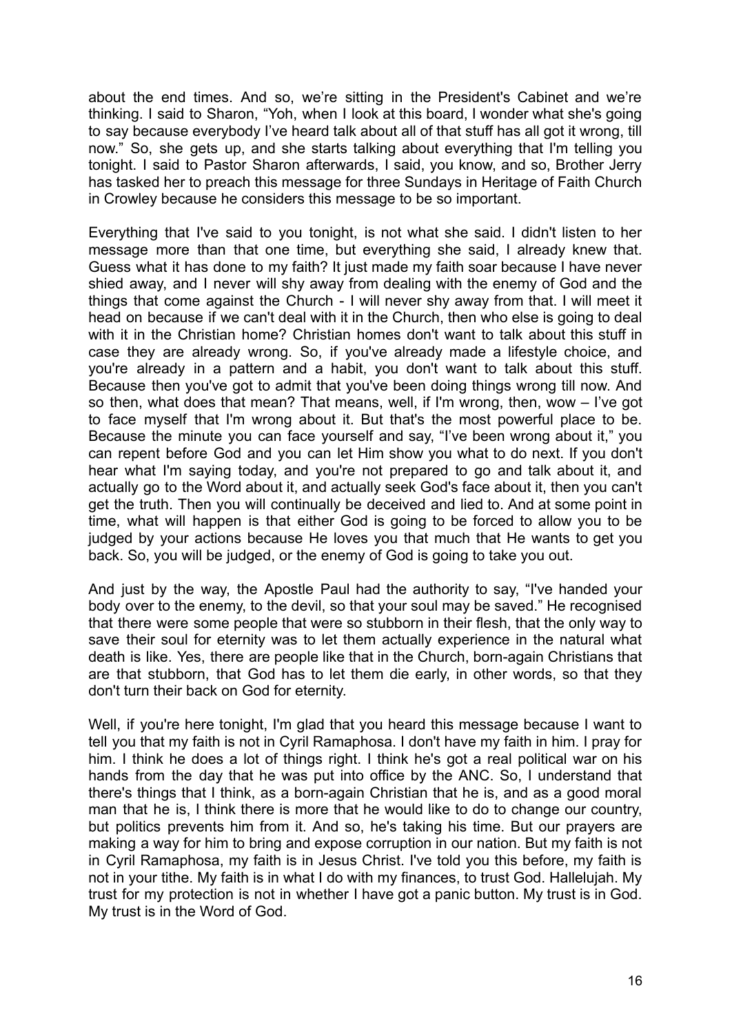about the end times. And so, we're sitting in the President's Cabinet and we're thinking. I said to Sharon, "Yoh, when I look at this board, I wonder what she's going to say because everybody I've heard talk about all of that stuff has all got it wrong, till now." So, she gets up, and she starts talking about everything that I'm telling you tonight. I said to Pastor Sharon afterwards, I said, you know, and so, Brother Jerry has tasked her to preach this message for three Sundays in Heritage of Faith Church in Crowley because he considers this message to be so important.

Everything that I've said to you tonight, is not what she said. I didn't listen to her message more than that one time, but everything she said, I already knew that. Guess what it has done to my faith? It just made my faith soar because I have never shied away, and I never will shy away from dealing with the enemy of God and the things that come against the Church - I will never shy away from that. I will meet it head on because if we can't deal with it in the Church, then who else is going to deal with it in the Christian home? Christian homes don't want to talk about this stuff in case they are already wrong. So, if you've already made a lifestyle choice, and you're already in a pattern and a habit, you don't want to talk about this stuff. Because then you've got to admit that you've been doing things wrong till now. And so then, what does that mean? That means, well, if I'm wrong, then, wow – I've got to face myself that I'm wrong about it. But that's the most powerful place to be. Because the minute you can face yourself and say, "I've been wrong about it," you can repent before God and you can let Him show you what to do next. If you don't hear what I'm saying today, and you're not prepared to go and talk about it, and actually go to the Word about it, and actually seek God's face about it, then you can't get the truth. Then you will continually be deceived and lied to. And at some point in time, what will happen is that either God is going to be forced to allow you to be judged by your actions because He loves you that much that He wants to get you back. So, you will be judged, or the enemy of God is going to take you out.

And just by the way, the Apostle Paul had the authority to say, "I've handed your body over to the enemy, to the devil, so that your soul may be saved." He recognised that there were some people that were so stubborn in their flesh, that the only way to save their soul for eternity was to let them actually experience in the natural what death is like. Yes, there are people like that in the Church, born-again Christians that are that stubborn, that God has to let them die early, in other words, so that they don't turn their back on God for eternity.

Well, if you're here tonight, I'm glad that you heard this message because I want to tell you that my faith is not in Cyril Ramaphosa. I don't have my faith in him. I pray for him. I think he does a lot of things right. I think he's got a real political war on his hands from the day that he was put into office by the ANC. So, I understand that there's things that I think, as a born-again Christian that he is, and as a good moral man that he is, I think there is more that he would like to do to change our country, but politics prevents him from it. And so, he's taking his time. But our prayers are making a way for him to bring and expose corruption in our nation. But my faith is not in Cyril Ramaphosa, my faith is in Jesus Christ. I've told you this before, my faith is not in your tithe. My faith is in what I do with my finances, to trust God. Hallelujah. My trust for my protection is not in whether I have got a panic button. My trust is in God. My trust is in the Word of God.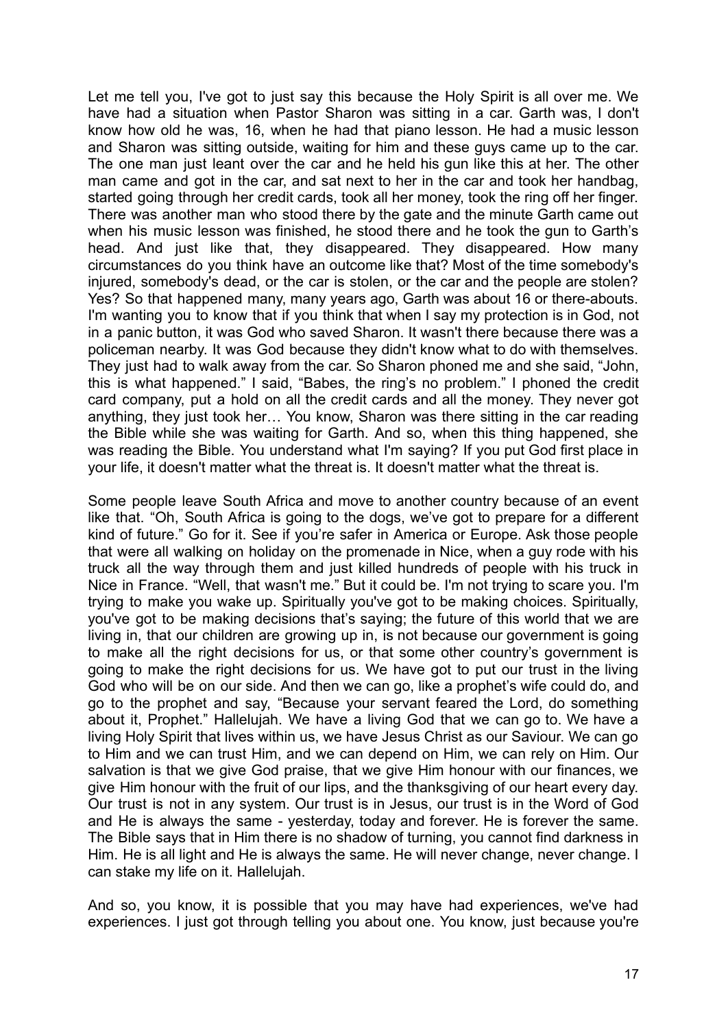Let me tell you, I've got to just say this because the Holy Spirit is all over me. We have had a situation when Pastor Sharon was sitting in a car. Garth was, I don't know how old he was, 16, when he had that piano lesson. He had a music lesson and Sharon was sitting outside, waiting for him and these guys came up to the car. The one man just leant over the car and he held his gun like this at her. The other man came and got in the car, and sat next to her in the car and took her handbag, started going through her credit cards, took all her money, took the ring off her finger. There was another man who stood there by the gate and the minute Garth came out when his music lesson was finished, he stood there and he took the gun to Garth's head. And just like that, they disappeared. They disappeared. How many circumstances do you think have an outcome like that? Most of the time somebody's injured, somebody's dead, or the car is stolen, or the car and the people are stolen? Yes? So that happened many, many years ago, Garth was about 16 or there-abouts. I'm wanting you to know that if you think that when I say my protection is in God, not in a panic button, it was God who saved Sharon. It wasn't there because there was a policeman nearby. It was God because they didn't know what to do with themselves. They just had to walk away from the car. So Sharon phoned me and she said, "John, this is what happened." I said, "Babes, the ring's no problem." I phoned the credit card company, put a hold on all the credit cards and all the money. They never got anything, they just took her… You know, Sharon was there sitting in the car reading the Bible while she was waiting for Garth. And so, when this thing happened, she was reading the Bible. You understand what I'm saying? If you put God first place in your life, it doesn't matter what the threat is. It doesn't matter what the threat is.

Some people leave South Africa and move to another country because of an event like that. "Oh, South Africa is going to the dogs, we've got to prepare for a different kind of future." Go for it. See if you're safer in America or Europe. Ask those people that were all walking on holiday on the promenade in Nice, when a guy rode with his truck all the way through them and just killed hundreds of people with his truck in Nice in France. "Well, that wasn't me." But it could be. I'm not trying to scare you. I'm trying to make you wake up. Spiritually you've got to be making choices. Spiritually, you've got to be making decisions that's saying; the future of this world that we are living in, that our children are growing up in, is not because our government is going to make all the right decisions for us, or that some other country's government is going to make the right decisions for us. We have got to put our trust in the living God who will be on our side. And then we can go, like a prophet's wife could do, and go to the prophet and say, "Because your servant feared the Lord, do something about it, Prophet." Hallelujah. We have a living God that we can go to. We have a living Holy Spirit that lives within us, we have Jesus Christ as our Saviour. We can go to Him and we can trust Him, and we can depend on Him, we can rely on Him. Our salvation is that we give God praise, that we give Him honour with our finances, we give Him honour with the fruit of our lips, and the thanksgiving of our heart every day. Our trust is not in any system. Our trust is in Jesus, our trust is in the Word of God and He is always the same - yesterday, today and forever. He is forever the same. The Bible says that in Him there is no shadow of turning, you cannot find darkness in Him. He is all light and He is always the same. He will never change, never change. I can stake my life on it. Hallelujah.

And so, you know, it is possible that you may have had experiences, we've had experiences. I just got through telling you about one. You know, just because you're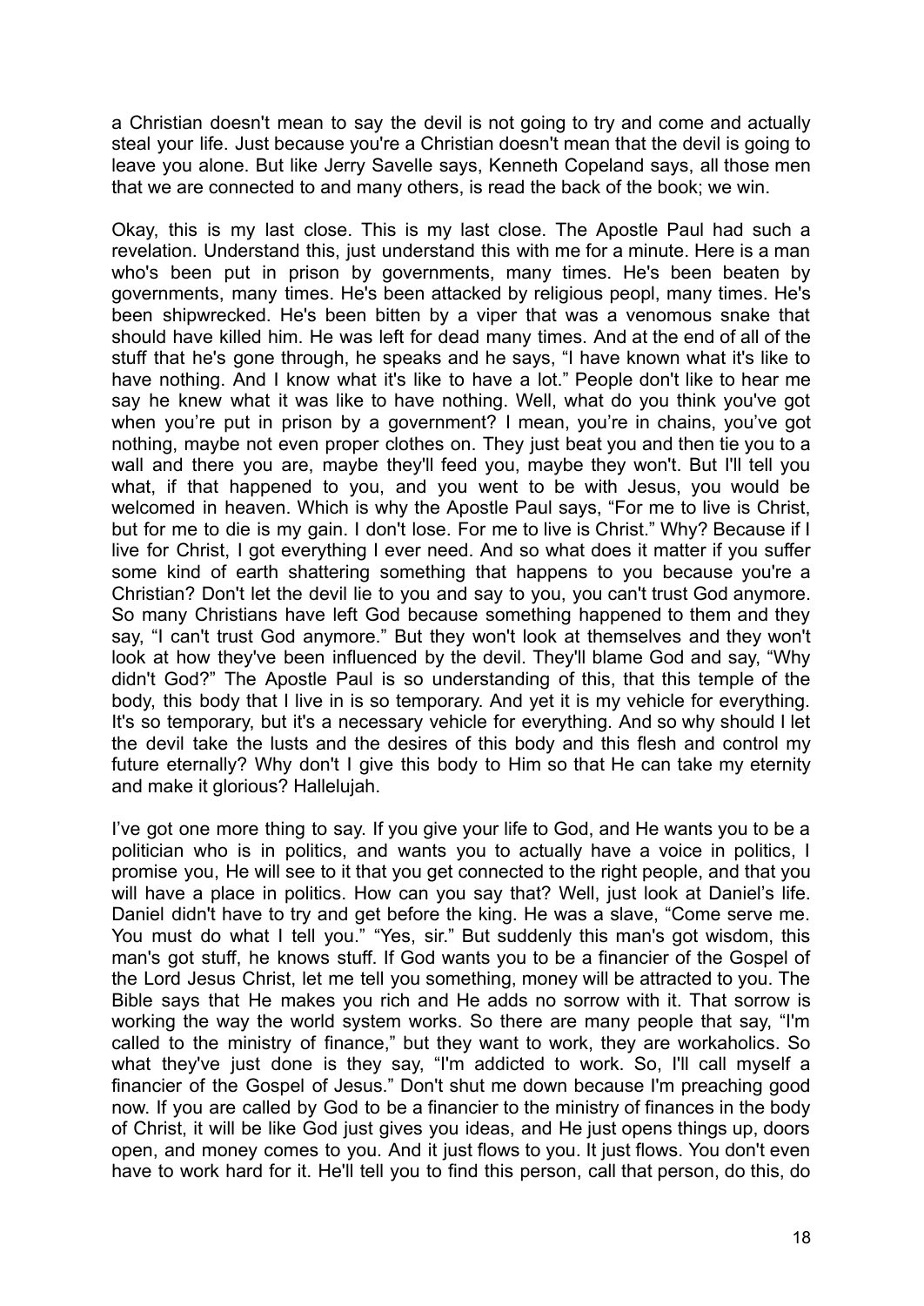a Christian doesn't mean to say the devil is not going to try and come and actually steal your life. Just because you're a Christian doesn't mean that the devil is going to leave you alone. But like Jerry Savelle says, Kenneth Copeland says, all those men that we are connected to and many others, is read the back of the book; we win.

Okay, this is my last close. This is my last close. The Apostle Paul had such a revelation. Understand this, just understand this with me for a minute. Here is a man who's been put in prison by governments, many times. He's been beaten by governments, many times. He's been attacked by religious peopl, many times. He's been shipwrecked. He's been bitten by a viper that was a venomous snake that should have killed him. He was left for dead many times. And at the end of all of the stuff that he's gone through, he speaks and he says, "I have known what it's like to have nothing. And I know what it's like to have a lot." People don't like to hear me say he knew what it was like to have nothing. Well, what do you think you've got when you're put in prison by a government? I mean, you're in chains, you've got nothing, maybe not even proper clothes on. They just beat you and then tie you to a wall and there you are, maybe they'll feed you, maybe they won't. But I'll tell you what, if that happened to you, and you went to be with Jesus, you would be welcomed in heaven. Which is why the Apostle Paul says, "For me to live is Christ, but for me to die is my gain. I don't lose. For me to live is Christ." Why? Because if I live for Christ, I got everything I ever need. And so what does it matter if you suffer some kind of earth shattering something that happens to you because you're a Christian? Don't let the devil lie to you and say to you, you can't trust God anymore. So many Christians have left God because something happened to them and they say, "I can't trust God anymore." But they won't look at themselves and they won't look at how they've been influenced by the devil. They'll blame God and say, "Why didn't God?" The Apostle Paul is so understanding of this, that this temple of the body, this body that I live in is so temporary. And yet it is my vehicle for everything. It's so temporary, but it's a necessary vehicle for everything. And so why should I let the devil take the lusts and the desires of this body and this flesh and control my future eternally? Why don't I give this body to Him so that He can take my eternity and make it glorious? Hallelujah.

I've got one more thing to say. If you give your life to God, and He wants you to be a politician who is in politics, and wants you to actually have a voice in politics, I promise you, He will see to it that you get connected to the right people, and that you will have a place in politics. How can you say that? Well, just look at Daniel's life. Daniel didn't have to try and get before the king. He was a slave, "Come serve me. You must do what I tell you." "Yes, sir." But suddenly this man's got wisdom, this man's got stuff, he knows stuff. If God wants you to be a financier of the Gospel of the Lord Jesus Christ, let me tell you something, money will be attracted to you. The Bible says that He makes you rich and He adds no sorrow with it. That sorrow is working the way the world system works. So there are many people that say, "I'm called to the ministry of finance," but they want to work, they are workaholics. So what they've just done is they say, "I'm addicted to work. So, I'll call myself a financier of the Gospel of Jesus." Don't shut me down because I'm preaching good now. If you are called by God to be a financier to the ministry of finances in the body of Christ, it will be like God just gives you ideas, and He just opens things up, doors open, and money comes to you. And it just flows to you. It just flows. You don't even have to work hard for it. He'll tell you to find this person, call that person, do this, do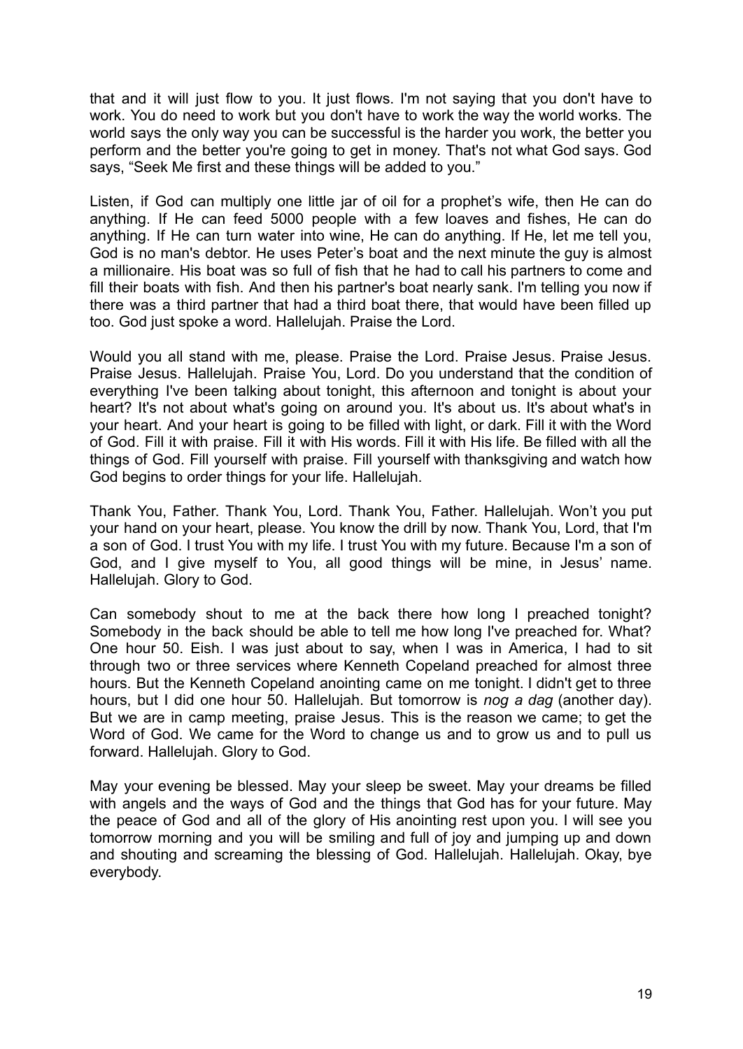that and it will just flow to you. It just flows. I'm not saying that you don't have to work. You do need to work but you don't have to work the way the world works. The world says the only way you can be successful is the harder you work, the better you perform and the better you're going to get in money. That's not what God says. God says, "Seek Me first and these things will be added to you."

Listen, if God can multiply one little jar of oil for a prophet's wife, then He can do anything. If He can feed 5000 people with a few loaves and fishes, He can do anything. If He can turn water into wine, He can do anything. If He, let me tell you, God is no man's debtor. He uses Peter's boat and the next minute the guy is almost a millionaire. His boat was so full of fish that he had to call his partners to come and fill their boats with fish. And then his partner's boat nearly sank. I'm telling you now if there was a third partner that had a third boat there, that would have been filled up too. God just spoke a word. Hallelujah. Praise the Lord.

Would you all stand with me, please. Praise the Lord. Praise Jesus. Praise Jesus. Praise Jesus. Hallelujah. Praise You, Lord. Do you understand that the condition of everything I've been talking about tonight, this afternoon and tonight is about your heart? It's not about what's going on around you. It's about us. It's about what's in your heart. And your heart is going to be filled with light, or dark. Fill it with the Word of God. Fill it with praise. Fill it with His words. Fill it with His life. Be filled with all the things of God. Fill yourself with praise. Fill yourself with thanksgiving and watch how God begins to order things for your life. Hallelujah.

Thank You, Father. Thank You, Lord. Thank You, Father. Hallelujah. Won't you put your hand on your heart, please. You know the drill by now. Thank You, Lord, that I'm a son of God. I trust You with my life. I trust You with my future. Because I'm a son of God, and I give myself to You, all good things will be mine, in Jesus' name. Hallelujah. Glory to God.

Can somebody shout to me at the back there how long I preached tonight? Somebody in the back should be able to tell me how long I've preached for. What? One hour 50. Eish. I was just about to say, when I was in America, I had to sit through two or three services where Kenneth Copeland preached for almost three hours. But the Kenneth Copeland anointing came on me tonight. I didn't get to three hours, but I did one hour 50. Hallelujah. But tomorrow is *nog a dag* (another day). But we are in camp meeting, praise Jesus. This is the reason we came; to get the Word of God. We came for the Word to change us and to grow us and to pull us forward. Hallelujah. Glory to God.

May your evening be blessed. May your sleep be sweet. May your dreams be filled with angels and the ways of God and the things that God has for your future. May the peace of God and all of the glory of His anointing rest upon you. I will see you tomorrow morning and you will be smiling and full of joy and jumping up and down and shouting and screaming the blessing of God. Hallelujah. Hallelujah. Okay, bye everybody.